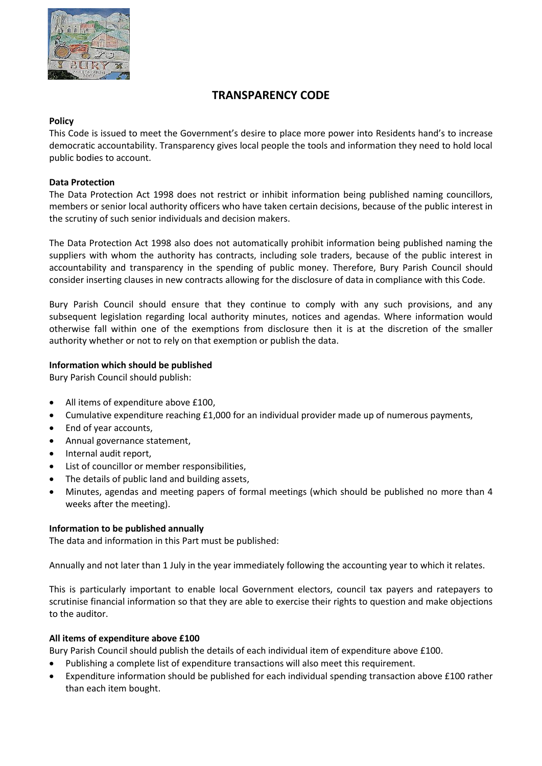# TRANSPARENCY CODE

**Policy**

This Code is issued to meet the Government's desire to place more power into Residents hand's to increase democratic accountability. Transparency gives local people the tools and information they need to hold local public bodies to account.

**Data Protection**

The Data Protection Act 1998 does not restrict or inhibit information being published naming councillors, members or senior local authority officers who have taken certain decisions, because of the public interest in the scrutiny of such senior individuals and decision makers.

The Data Protection Act 1998 also does not automatically prohibit information being published naming the suppliers with whom the authority has contracts, including sole traders, because of the public interest in accountability and transparency in the spending of public money. Therefore, Bury Parish Council should consider inserting clauses in new contracts allowing for the disclosure of data in compliance with this Code.

Bury Parish Council should ensure that they continue to comply with any such provisions, and any subsequent legislation regarding local authority minutes, notices and agendas. Where information would otherwise fall within one of the exemptions from disclosure then it is at the discretion of the smaller authority whether or not to rely on that exemption or publish the data.

**Information which should be published**

Bury Parish Council should publish:

- All items of expenditure above £100,
- Cumulative expenditure reaching £1,000 for an individual provider made up of numerous payments,
- End of year accounts,
- Annual governance statement,
- Internal audit report,
- List of councillor or member responsibilities,
- The details of public land and building assets,
- Minutes, agendas and meeting papers of formal meetings (which should be published no more than 4 weeks after the meeting).

**Information to be published annually**

The data and information in this Part must be published:

Annually and not later than 1 July in the year immediately following the accounting year to which it relates.

This is particularly important to enable local Government electors, council tax payers and ratepayers to scrutinise financial information so that they are able to exercise their rights to question and make objections to the auditor.

**All items of expenditure above £100**

Bury Parish Council should publish the details of each individual item of expenditure above £100.

- Publishing a complete list of expenditure transactions will also meet this requirement.
- Expenditure information should be published for each individual spending transaction above £100 rather than each item bought.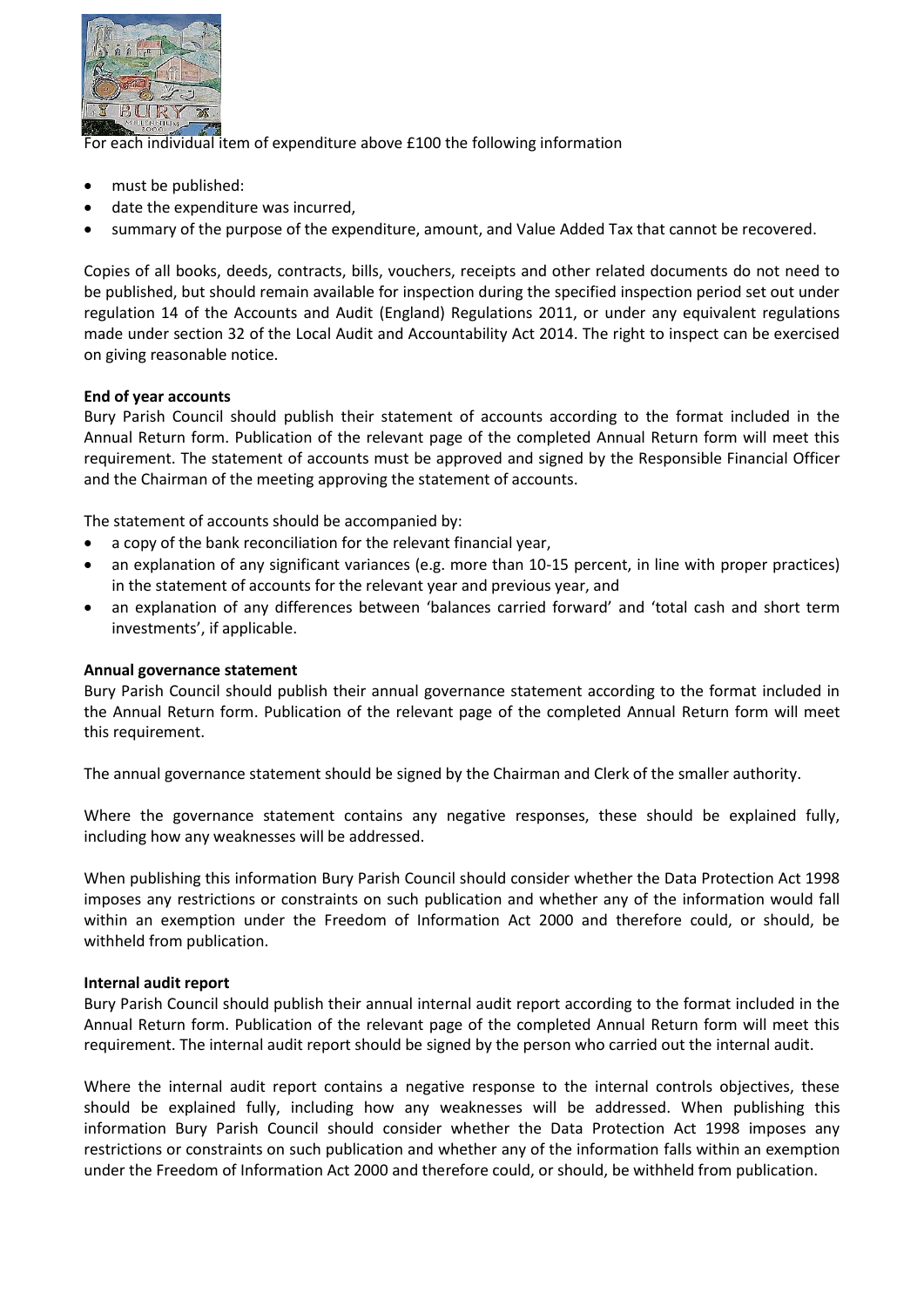For each individual item of expenditure above £100 the following information

- must be published:
- date the expenditure was incurred,
- summary of the purpose of the expenditure, amount, and Value Added Tax that cannot be recovered.

Copies of all books, deeds, contracts, bills, vouchers, receipts and other related documents do not need to be published, but should remain available for inspection during the specified inspection period set out under regulation 14 of the Accounts and Audit (England) Regulations 2011, or under any equivalent regulations made under section 32 of the Local Audit and Accountability Act 2014. The right to inspect can be exercised on giving reasonable notice.

**End of year accounts**
Bury Parish Council should publish their statement of accounts according to the format included in the Annual Return form. Publication of the relevant page of the completed Annual Return form will meet this requirement. The statement of accounts must be approved and signed by the Responsible Financial Officer and the Chairman of the meeting approving the statement of accounts.

The statement of accounts should be accompanied by:

- a copy of the bank reconciliation for the relevant financial year,
- an explanation of any significant variances (e.g. more than 10-15 percent, in line with proper practices) in the statement of accounts for the relevant year and previous year, and
- an explanation of any differences between 'balances carried forward' and 'total cash and short term investments', if applicable.

**Annual governance statement**
Bury Parish Council should publish their annual governance statement according to the format included in the Annual Return form. Publication of the relevant page of the completed Annual Return form will meet this requirement.

The annual governance statement should be signed by the Chairman and Clerk of the smaller authority.

Where the governance statement contains any negative responses, these should be explained fully, including how any weaknesses will be addressed.

When publishing this information Bury Parish Council should consider whether the Data Protection Act 1998 imposes any restrictions or constraints on such publication and whether any of the information would fall within an exemption under the Freedom of Information Act 2000 and therefore could, or should, be withheld from publication.

**Internal audit report**
Bury Parish Council should publish their annual internal audit report according to the format included in the Annual Return form. Publication of the relevant page of the completed Annual Return form will meet this requirement. The internal audit report should be signed by the person who carried out the internal audit.

Where the internal audit report contains a negative response to the internal controls objectives, these should be explained fully, including how any weaknesses will be addressed. When publishing this information Bury Parish Council should consider whether the Data Protection Act 1998 imposes any restrictions or constraints on such publication and whether any of the information falls within an exemption under the Freedom of Information Act 2000 and therefore could, or should, be withheld from publication.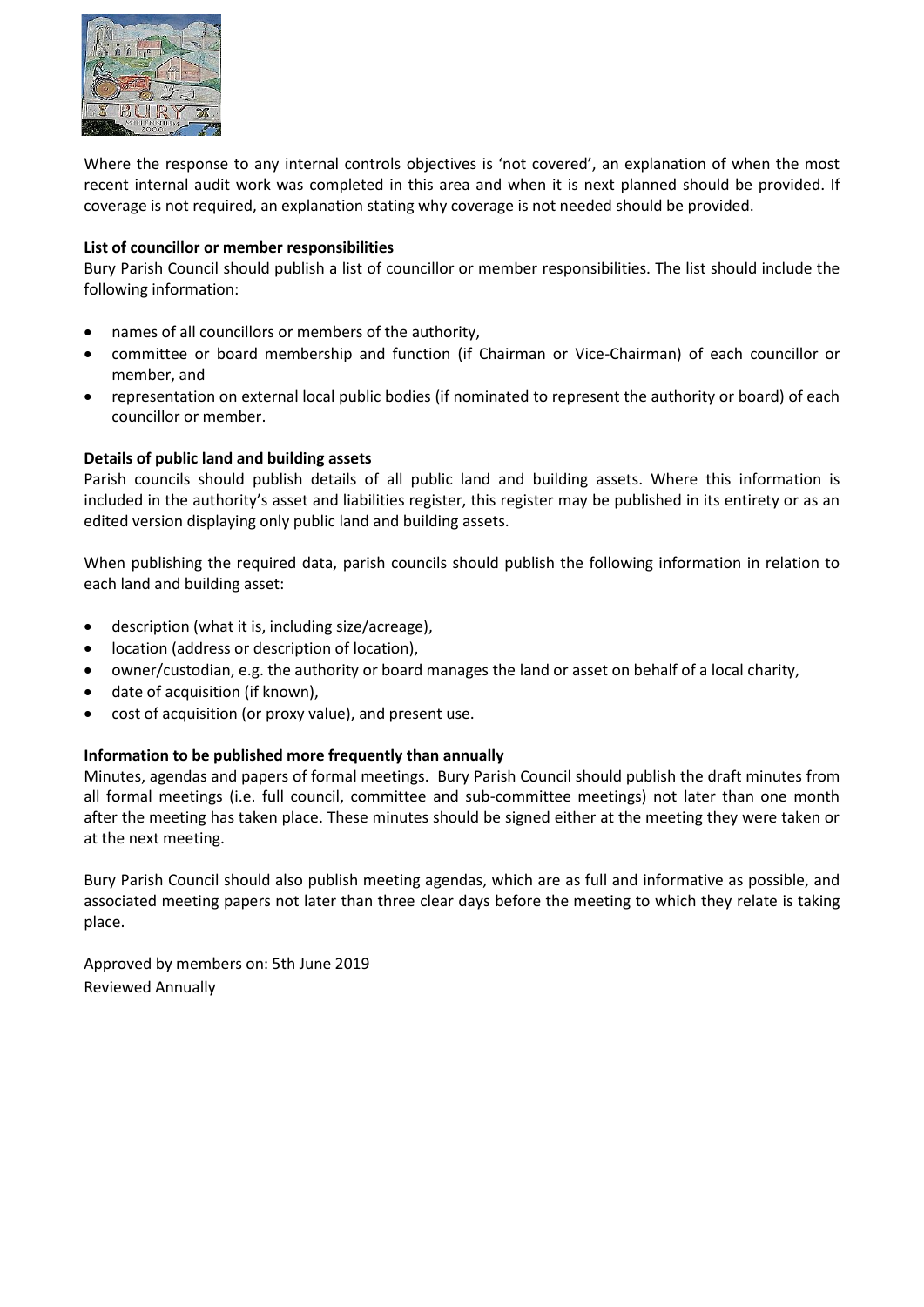Where the response to any internal controls objectives is 'not covered', an explanation of when the most recent internal audit work was completed in this area and when it is next planned should be provided. If coverage is not required, an explanation stating why coverage is not needed should be provided.

**List of councillor or member responsibilities**

Bury Parish Council should publish a list of councillor or member responsibilities. The list should include the following information:

- names of all councillors or members of the authority,
- committee or board membership and function (if Chairman or Vice-Chairman) of each councillor or member, and
- representation on external local public bodies (if nominated to represent the authority or board) of each councillor or member.

**Details of public land and building assets**

Parish councils should publish details of all public land and building assets. Where this information is included in the authority's asset and liabilities register, this register may be published in its entirety or as an edited version displaying only public land and building assets.

When publishing the required data, parish councils should publish the following information in relation to each land and building asset:

- description (what it is, including size/acreage),
- location (address or description of location),
- owner/custodian, e.g. the authority or board manages the land or asset on behalf of a local charity,
- date of acquisition (if known),
- cost of acquisition (or proxy value), and present use.

**Information to be published more frequently than annually**

Minutes, agendas and papers of formal meetings. Bury Parish Council should publish the draft minutes from all formal meetings (i.e. full council, committee and sub-committee meetings) not later than one month after the meeting has taken place. These minutes should be signed either at the meeting they were taken or at the next meeting.

Bury Parish Council should also publish meeting agendas, which are as full and informative as possible, and associated meeting papers not later than three clear days before the meeting to which they relate is taking place.

Approved by members on: 5th June 2019
Reviewed Annually